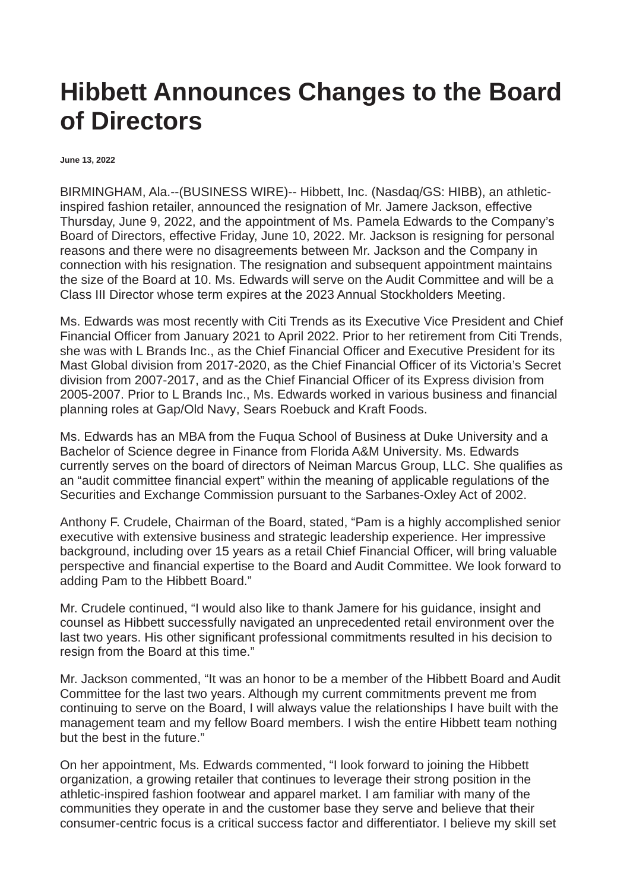# Hibbett Announces Changes to the Board of Directors

**June 13, 2022**

BIRMINGHAM, Ala.--(BUSINESS WIRE)-- Hibbett, Inc. (Nasdaq/GS: HIBB), an athletic-inspired fashion retailer, announced the resignation of Mr. Jamere Jackson, effective Thursday, June 9, 2022, and the appointment of Ms. Pamela Edwards to the Company's Board of Directors, effective Friday, June 10, 2022. Mr. Jackson is resigning for personal reasons and there were no disagreements between Mr. Jackson and the Company in connection with his resignation. The resignation and subsequent appointment maintains the size of the Board at 10. Ms. Edwards will serve on the Audit Committee and will be a Class III Director whose term expires at the 2023 Annual Stockholders Meeting.

Ms. Edwards was most recently with Citi Trends as its Executive Vice President and Chief Financial Officer from January 2021 to April 2022. Prior to her retirement from Citi Trends, she was with L Brands Inc., as the Chief Financial Officer and Executive President for its Mast Global division from 2017-2020, as the Chief Financial Officer of its Victoria's Secret division from 2007-2017, and as the Chief Financial Officer of its Express division from 2005-2007. Prior to L Brands Inc., Ms. Edwards worked in various business and financial planning roles at Gap/Old Navy, Sears Roebuck and Kraft Foods.

Ms. Edwards has an MBA from the Fuqua School of Business at Duke University and a Bachelor of Science degree in Finance from Florida A&M University. Ms. Edwards currently serves on the board of directors of Neiman Marcus Group, LLC. She qualifies as an "audit committee financial expert" within the meaning of applicable regulations of the Securities and Exchange Commission pursuant to the Sarbanes-Oxley Act of 2002.

Anthony F. Crudele, Chairman of the Board, stated, "Pam is a highly accomplished senior executive with extensive business and strategic leadership experience. Her impressive background, including over 15 years as a retail Chief Financial Officer, will bring valuable perspective and financial expertise to the Board and Audit Committee. We look forward to adding Pam to the Hibbett Board."

Mr. Crudele continued, "I would also like to thank Jamere for his guidance, insight and counsel as Hibbett successfully navigated an unprecedented retail environment over the last two years. His other significant professional commitments resulted in his decision to resign from the Board at this time."

Mr. Jackson commented, "It was an honor to be a member of the Hibbett Board and Audit Committee for the last two years. Although my current commitments prevent me from continuing to serve on the Board, I will always value the relationships I have built with the management team and my fellow Board members. I wish the entire Hibbett team nothing but the best in the future."

On her appointment, Ms. Edwards commented, "I look forward to joining the Hibbett organization, a growing retailer that continues to leverage their strong position in the athletic-inspired fashion footwear and apparel market. I am familiar with many of the communities they operate in and the customer base they serve and believe that their consumer-centric focus is a critical success factor and differentiator. I believe my skill set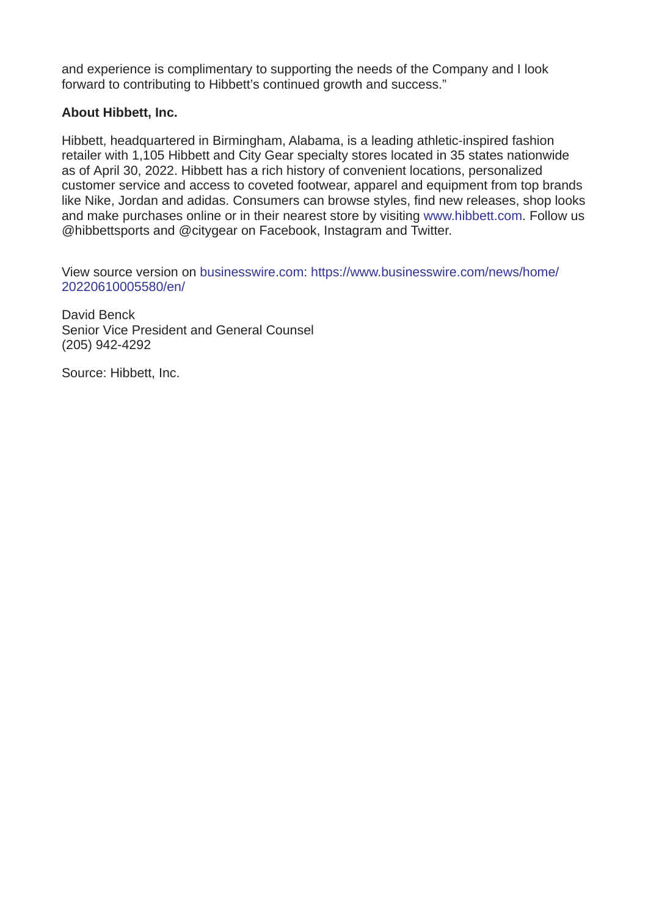and experience is complimentary to supporting the needs of the Company and I look forward to contributing to Hibbett's continued growth and success."

**About Hibbett, Inc.**

Hibbett, headquartered in Birmingham, Alabama, is a leading athletic-inspired fashion retailer with 1,105 Hibbett and City Gear specialty stores located in 35 states nationwide as of April 30, 2022. Hibbett has a rich history of convenient locations, personalized customer service and access to coveted footwear, apparel and equipment from top brands like Nike, Jordan and adidas. Consumers can browse styles, find new releases, shop looks and make purchases online or in their nearest store by visiting www.hibbett.com. Follow us @hibbettsports and @citygear on Facebook, Instagram and Twitter.

View source version on businesswire.com: https://www.businesswire.com/news/home/20220610005580/en/

David Benck
Senior Vice President and General Counsel
(205) 942-4292

Source: Hibbett, Inc.